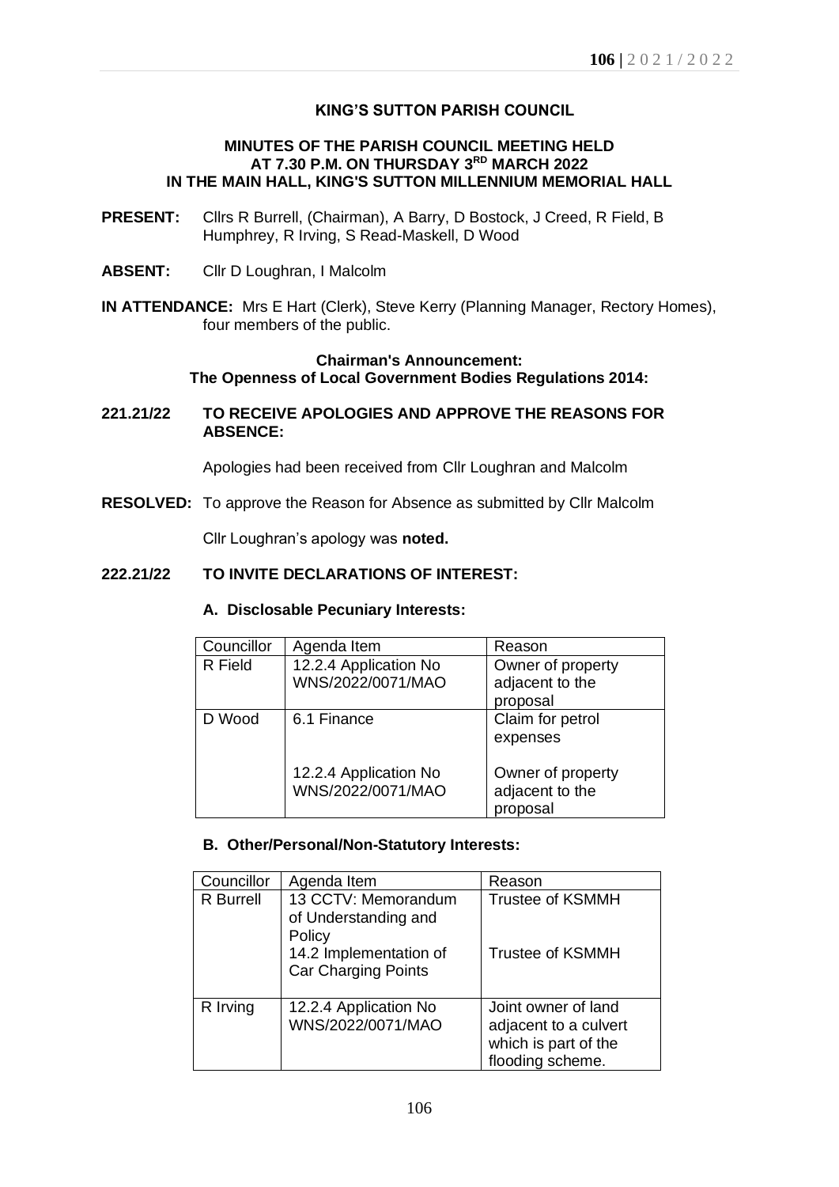**KING'S SUTTON PARISH COUNCIL**

**MINUTES OF THE PARISH COUNCIL MEETING HELD AT 7.30 P.M. ON THURSDAY 3RD MARCH 2022 IN THE MAIN HALL, KING'S SUTTON MILLENNIUM MEMORIAL HALL**

**PRESENT:** Cllrs R Burrell, (Chairman), A Barry, D Bostock, J Creed, R Field, B Humphrey, R Irving, S Read-Maskell, D Wood

**ABSENT:** Cllr D Loughran, I Malcolm

**IN ATTENDANCE:** Mrs E Hart (Clerk), Steve Kerry (Planning Manager, Rectory Homes), four members of the public.

**Chairman's Announcement:**
**The Openness of Local Government Bodies Regulations 2014:**

**221.21/22 TO RECEIVE APOLOGIES AND APPROVE THE REASONS FOR ABSENCE:**

Apologies had been received from Cllr Loughran and Malcolm

**RESOLVED:** To approve the Reason for Absence as submitted by Cllr Malcolm

Cllr Loughran's apology was **noted.**

**222.21/22 TO INVITE DECLARATIONS OF INTEREST:**

**A. Disclosable Pecuniary Interests:**

| Councillor | Agenda Item | Reason |
|---|---|---|
| R Field | 12.2.4 Application No WNS/2022/0071/MAO | Owner of property adjacent to the proposal |
| D Wood | 6.1 Finance | Claim for petrol expenses |
| | 12.2.4 Application No WNS/2022/0071/MAO | Owner of property adjacent to the proposal |

**B. Other/Personal/Non-Statutory Interests:**

| Councillor | Agenda Item | Reason |
|---|---|---|
| R Burrell | 13 CCTV: Memorandum of Understanding and Policy | Trustee of KSMMH |
| | 14.2 Implementation of Car Charging Points | Trustee of KSMMH |
| R Irving | 12.2.4 Application No WNS/2022/0071/MAO | Joint owner of land adjacent to a culvert which is part of the flooding scheme. |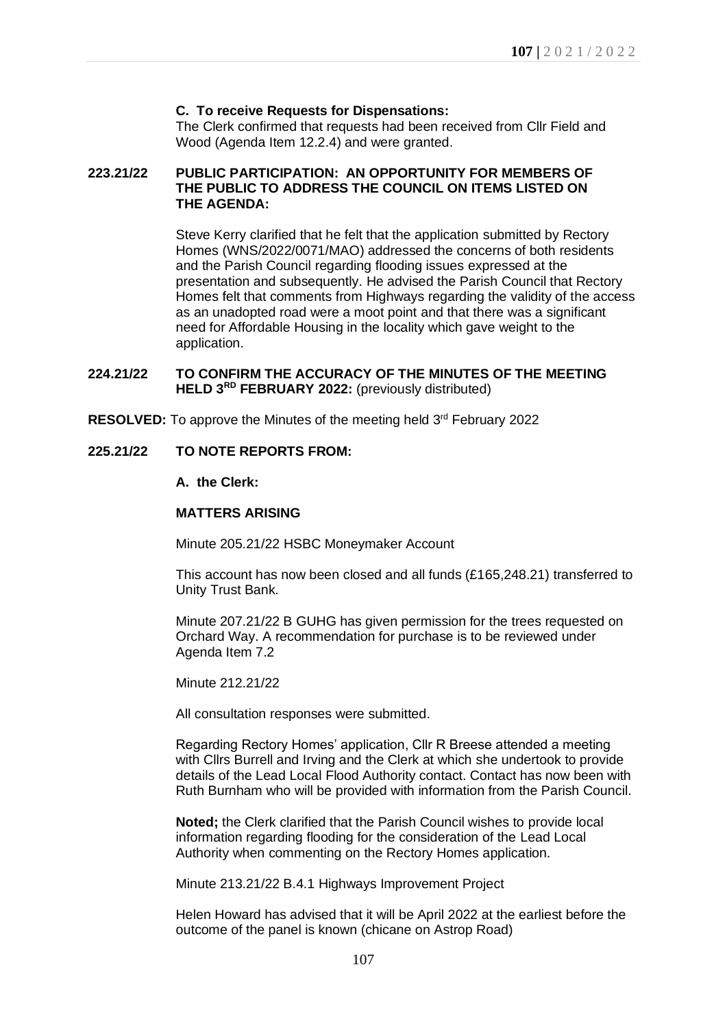**C. To receive Requests for Dispensations:**

The Clerk confirmed that requests had been received from Cllr Field and Wood (Agenda Item 12.2.4) and were granted.

**223.21/22 PUBLIC PARTICIPATION: AN OPPORTUNITY FOR MEMBERS OF THE PUBLIC TO ADDRESS THE COUNCIL ON ITEMS LISTED ON THE AGENDA:**

Steve Kerry clarified that he felt that the application submitted by Rectory Homes (WNS/2022/0071/MAO) addressed the concerns of both residents and the Parish Council regarding flooding issues expressed at the presentation and subsequently. He advised the Parish Council that Rectory Homes felt that comments from Highways regarding the validity of the access as an unadopted road were a moot point and that there was a significant need for Affordable Housing in the locality which gave weight to the application.

**224.21/22 TO CONFIRM THE ACCURACY OF THE MINUTES OF THE MEETING HELD 3RD FEBRUARY 2022:** (previously distributed)

**RESOLVED:** To approve the Minutes of the meeting held 3rd February 2022

**225.21/22 TO NOTE REPORTS FROM:**

**A. the Clerk:**

**MATTERS ARISING**

Minute 205.21/22 HSBC Moneymaker Account

This account has now been closed and all funds (£165,248.21) transferred to Unity Trust Bank.

Minute 207.21/22 B GUHG has given permission for the trees requested on Orchard Way. A recommendation for purchase is to be reviewed under Agenda Item 7.2

Minute 212.21/22

All consultation responses were submitted.

Regarding Rectory Homes' application, Cllr R Breese attended a meeting with Cllrs Burrell and Irving and the Clerk at which she undertook to provide details of the Lead Local Flood Authority contact. Contact has now been with Ruth Burnham who will be provided with information from the Parish Council.

**Noted;** the Clerk clarified that the Parish Council wishes to provide local information regarding flooding for the consideration of the Lead Local Authority when commenting on the Rectory Homes application.

Minute 213.21/22 B.4.1 Highways Improvement Project

Helen Howard has advised that it will be April 2022 at the earliest before the outcome of the panel is known (chicane on Astrop Road)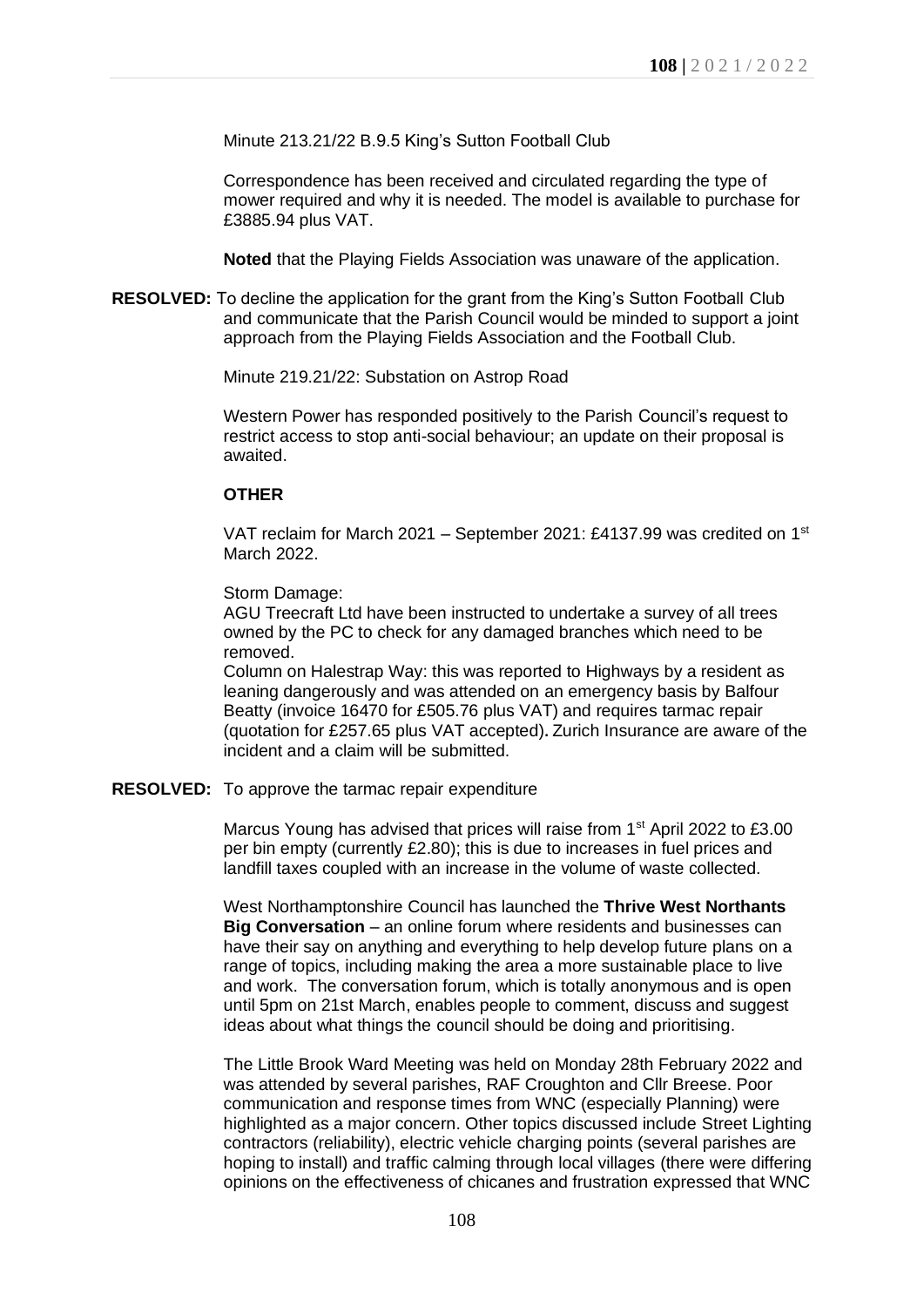Minute 213.21/22 B.9.5 King's Sutton Football Club

Correspondence has been received and circulated regarding the type of mower required and why it is needed. The model is available to purchase for £3885.94 plus VAT.

**Noted** that the Playing Fields Association was unaware of the application.

**RESOLVED:** To decline the application for the grant from the King's Sutton Football Club and communicate that the Parish Council would be minded to support a joint approach from the Playing Fields Association and the Football Club.

Minute 219.21/22: Substation on Astrop Road

Western Power has responded positively to the Parish Council's request to restrict access to stop anti-social behaviour; an update on their proposal is awaited.

**OTHER**

VAT reclaim for March 2021 – September 2021: £4137.99 was credited on 1st March 2022.

Storm Damage:
AGU Treecraft Ltd have been instructed to undertake a survey of all trees owned by the PC to check for any damaged branches which need to be removed.
Column on Halestrap Way: this was reported to Highways by a resident as leaning dangerously and was attended on an emergency basis by Balfour Beatty (invoice 16470 for £505.76 plus VAT) and requires tarmac repair (quotation for £257.65 plus VAT accepted). Zurich Insurance are aware of the incident and a claim will be submitted.

**RESOLVED:** To approve the tarmac repair expenditure

Marcus Young has advised that prices will raise from 1st April 2022 to £3.00 per bin empty (currently £2.80); this is due to increases in fuel prices and landfill taxes coupled with an increase in the volume of waste collected.

West Northamptonshire Council has launched the **Thrive West Northants Big Conversation** – an online forum where residents and businesses can have their say on anything and everything to help develop future plans on a range of topics, including making the area a more sustainable place to live and work. The conversation forum, which is totally anonymous and is open until 5pm on 21st March, enables people to comment, discuss and suggest ideas about what things the council should be doing and prioritising.

The Little Brook Ward Meeting was held on Monday 28th February 2022 and was attended by several parishes, RAF Croughton and Cllr Breese. Poor communication and response times from WNC (especially Planning) were highlighted as a major concern. Other topics discussed include Street Lighting contractors (reliability), electric vehicle charging points (several parishes are hoping to install) and traffic calming through local villages (there were differing opinions on the effectiveness of chicanes and frustration expressed that WNC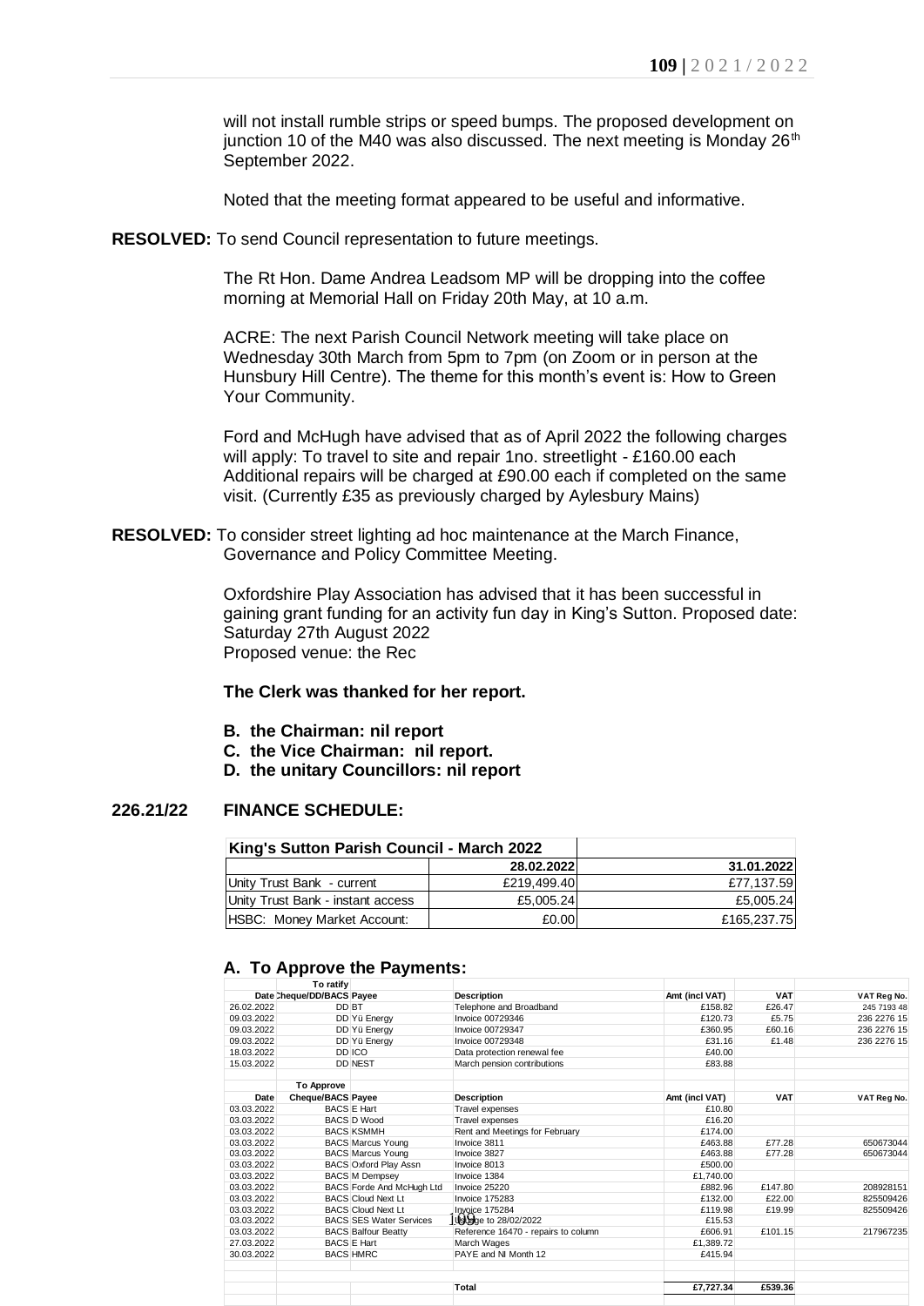will not install rumble strips or speed bumps. The proposed development on junction 10 of the M40 was also discussed. The next meeting is Monday 26th September 2022.

Noted that the meeting format appeared to be useful and informative.

**RESOLVED:** To send Council representation to future meetings.

The Rt Hon. Dame Andrea Leadsom MP will be dropping into the coffee morning at Memorial Hall on Friday 20th May, at 10 a.m.

ACRE: The next Parish Council Network meeting will take place on Wednesday 30th March from 5pm to 7pm (on Zoom or in person at the Hunsbury Hill Centre). The theme for this month's event is: How to Green Your Community.

Ford and McHugh have advised that as of April 2022 the following charges will apply: To travel to site and repair 1no. streetlight - £160.00 each Additional repairs will be charged at £90.00 each if completed on the same visit. (Currently £35 as previously charged by Aylesbury Mains)

**RESOLVED:** To consider street lighting ad hoc maintenance at the March Finance, Governance and Policy Committee Meeting.

Oxfordshire Play Association has advised that it has been successful in gaining grant funding for an activity fun day in King's Sutton. Proposed date: Saturday 27th August 2022
Proposed venue: the Rec

**The Clerk was thanked for her report.**

- **B. the Chairman: nil report**
- **C. the Vice Chairman: nil report.**
- **D. the unitary Councillors: nil report**

## 226.21/22 FINANCE SCHEDULE:

| King's Sutton Parish Council - March 2022 | | |
|---|---|---|
| | 28.02.2022 | 31.01.2022 |
| Unity Trust Bank - current | £219,499.40 | £77,137.59 |
| Unity Trust Bank - instant access | £5,005.24 | £5,005.24 |
| HSBC: Money Market Account: | £0.00 | £165,237.75 |

### A. To Approve the Payments:

| | To ratify | | | | | |
|---|---|---|---|---|---|---|
| Date | Cheque/DD/BACS | Payee | Description | Amt (incl VAT) | VAT | VAT Reg No. |
| 26.02.2022 | DD | BT | Telephone and Broadband | £158.82 | £26.47 | 245 7193 48 |
| 09.03.2022 | DD | Yü Energy | Invoice 00729346 | £120.73 | £5.75 | 236 2276 15 |
| 09.03.2022 | DD | Yü Energy | Invoice 00729347 | £360.95 | £60.16 | 236 2276 15 |
| 09.03.2022 | DD | Yü Energy | Invoice 00729348 | £31.16 | £1.48 | 236 2276 15 |
| 18.03.2022 | DD | ICO | Data protection renewal fee | £40.00 | | |
| 15.03.2022 | DD | NEST | March pension contributions | £83.88 | | |
| | | | | | | |
| | To Approve | | | | | |
| Date | Cheque/BACS | Payee | Description | Amt (incl VAT) | VAT | VAT Reg No. |
| 03.03.2022 | BACS | E Hart | Travel expenses | £10.80 | | |
| 03.03.2022 | BACS | D Wood | Travel expenses | £16.20 | | |
| 03.03.2022 | BACS | KSMMH | Rent and Meetings for February | £174.00 | | |
| 03.03.2022 | BACS | Marcus Young | Invoice 3811 | £463.88 | £77.28 | 650673044 |
| 03.03.2022 | BACS | Marcus Young | Invoice 3827 | £463.88 | £77.28 | 650673044 |
| 03.03.2022 | BACS | Oxford Play Assn | Invoice 8013 | £500.00 | | |
| 03.03.2022 | BACS | M Dempsey | Invoice 1384 | £1,740.00 | | |
| 03.03.2022 | BACS | Forde And McHugh Ltd | Invoice 25220 | £882.96 | £147.80 | 208928151 |
| 03.03.2022 | BACS | Cloud Next Lt | Invoice 175283 | £132.00 | £22.00 | 825509426 |
| 03.03.2022 | BACS | Cloud Next Lt | Invoice 175284 | £119.98 | £19.99 | 825509426 |
| 03.03.2022 | BACS | SES Water Services | Usage to 28/02/2022 | £15.53 | | |
| 03.03.2022 | BACS | Balfour Beatty | Reference 16470 - repairs to column | £606.91 | £101.15 | 217967235 |
| 27.03.2022 | BACS | E Hart | March Wages | £1,389.72 | | |
| 30.03.2022 | BACS | HMRC | PAYE and NI Month 12 | £415.94 | | |
| | | | | | | |
| | | | Total | £7,727.34 | £539.36 | |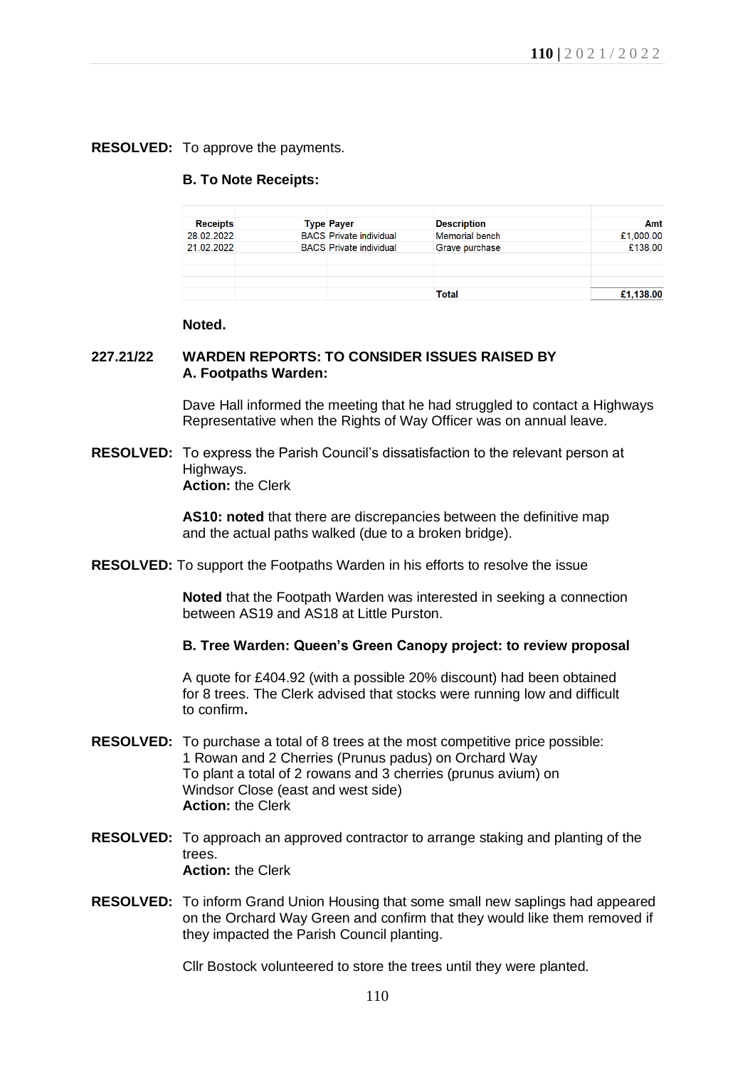**RESOLVED:** To approve the payments.

**B. To Note Receipts:**

| Receipts | Type | Payer | Description | Amt |
|---|---|---|---|---|
| 28.02.2022 | BACS | Private individual | Memorial bench | £1,000.00 |
| 21.02.2022 | BACS | Private individual | Grave purchase | £138.00 |
| | | | | |
| | | | | |
| | | | **Total** | **£1,138.00** |

**Noted.**

**227.21/22 WARDEN REPORTS: TO CONSIDER ISSUES RAISED BY**
**A. Footpaths Warden:**

Dave Hall informed the meeting that he had struggled to contact a Highways Representative when the Rights of Way Officer was on annual leave.

**RESOLVED:** To express the Parish Council's dissatisfaction to the relevant person at Highways.
**Action:** the Clerk

**AS10: noted** that there are discrepancies between the definitive map and the actual paths walked (due to a broken bridge).

**RESOLVED:** To support the Footpaths Warden in his efforts to resolve the issue

**Noted** that the Footpath Warden was interested in seeking a connection between AS19 and AS18 at Little Purston.

**B. Tree Warden: Queen's Green Canopy project: to review proposal**

A quote for £404.92 (with a possible 20% discount) had been obtained for 8 trees. The Clerk advised that stocks were running low and difficult to confirm**.**

**RESOLVED:** To purchase a total of 8 trees at the most competitive price possible:
1 Rowan and 2 Cherries (Prunus padus) on Orchard Way
To plant a total of 2 rowans and 3 cherries (prunus avium) on Windsor Close (east and west side)
**Action:** the Clerk

**RESOLVED:** To approach an approved contractor to arrange staking and planting of the trees.
**Action:** the Clerk

**RESOLVED:** To inform Grand Union Housing that some small new saplings had appeared on the Orchard Way Green and confirm that they would like them removed if they impacted the Parish Council planting.

Cllr Bostock volunteered to store the trees until they were planted.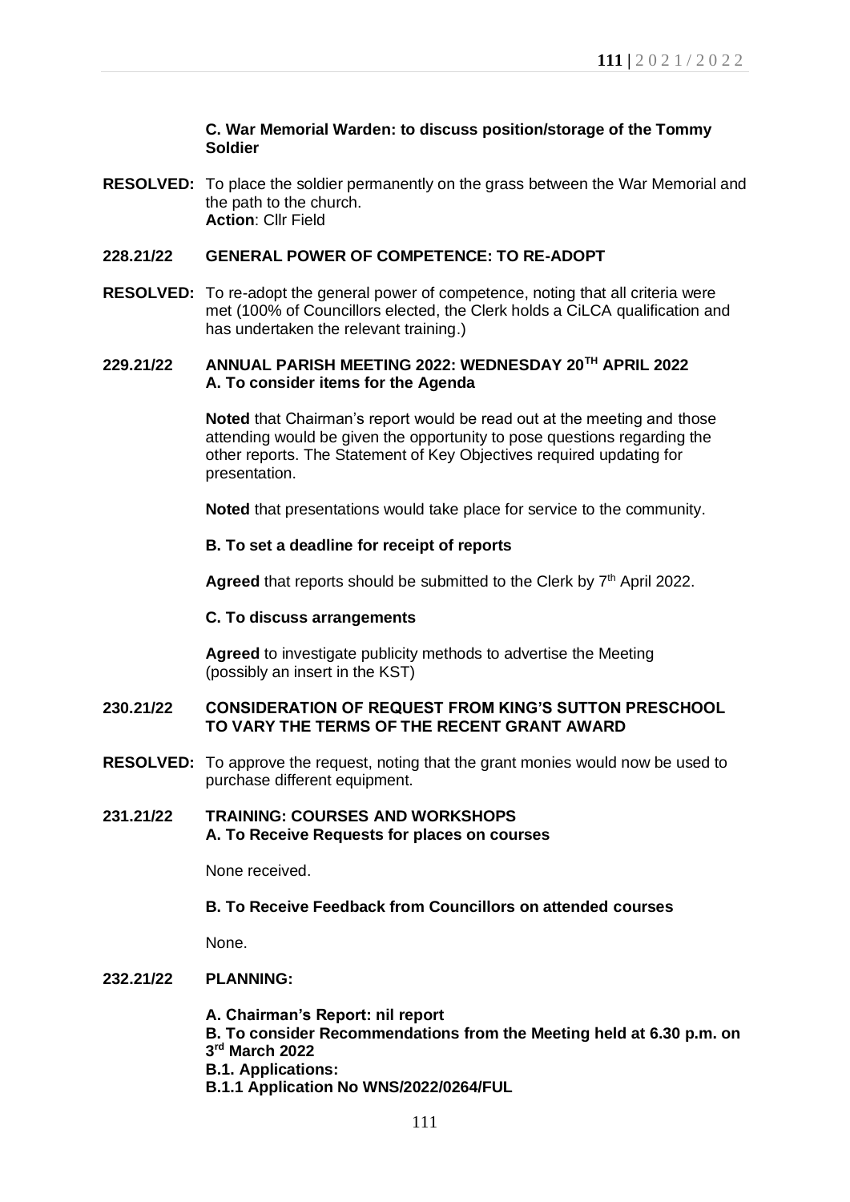**C. War Memorial Warden: to discuss position/storage of the Tommy Soldier**

**RESOLVED:** To place the soldier permanently on the grass between the War Memorial and the path to the church.
**Action**: Cllr Field

## 228.21/22 GENERAL POWER OF COMPETENCE: TO RE-ADOPT

**RESOLVED:** To re-adopt the general power of competence, noting that all criteria were met (100% of Councillors elected, the Clerk holds a CiLCA qualification and has undertaken the relevant training.)

## 229.21/22 ANNUAL PARISH MEETING 2022: WEDNESDAY 20TH APRIL 2022

**A. To consider items for the Agenda**

**Noted** that Chairman's report would be read out at the meeting and those attending would be given the opportunity to pose questions regarding the other reports. The Statement of Key Objectives required updating for presentation.

**Noted** that presentations would take place for service to the community.

**B. To set a deadline for receipt of reports**

**Agreed** that reports should be submitted to the Clerk by 7th April 2022.

**C. To discuss arrangements**

**Agreed** to investigate publicity methods to advertise the Meeting (possibly an insert in the KST)

## 230.21/22 CONSIDERATION OF REQUEST FROM KING'S SUTTON PRESCHOOL TO VARY THE TERMS OF THE RECENT GRANT AWARD

**RESOLVED:** To approve the request, noting that the grant monies would now be used to purchase different equipment.

## 231.21/22 TRAINING: COURSES AND WORKSHOPS

**A. To Receive Requests for places on courses**

None received.

**B. To Receive Feedback from Councillors on attended courses**

None.

## 232.21/22 PLANNING:

**A. Chairman's Report: nil report**
**B. To consider Recommendations from the Meeting held at 6.30 p.m. on 3rd March 2022**
**B.1. Applications:**
**B.1.1 Application No WNS/2022/0264/FUL**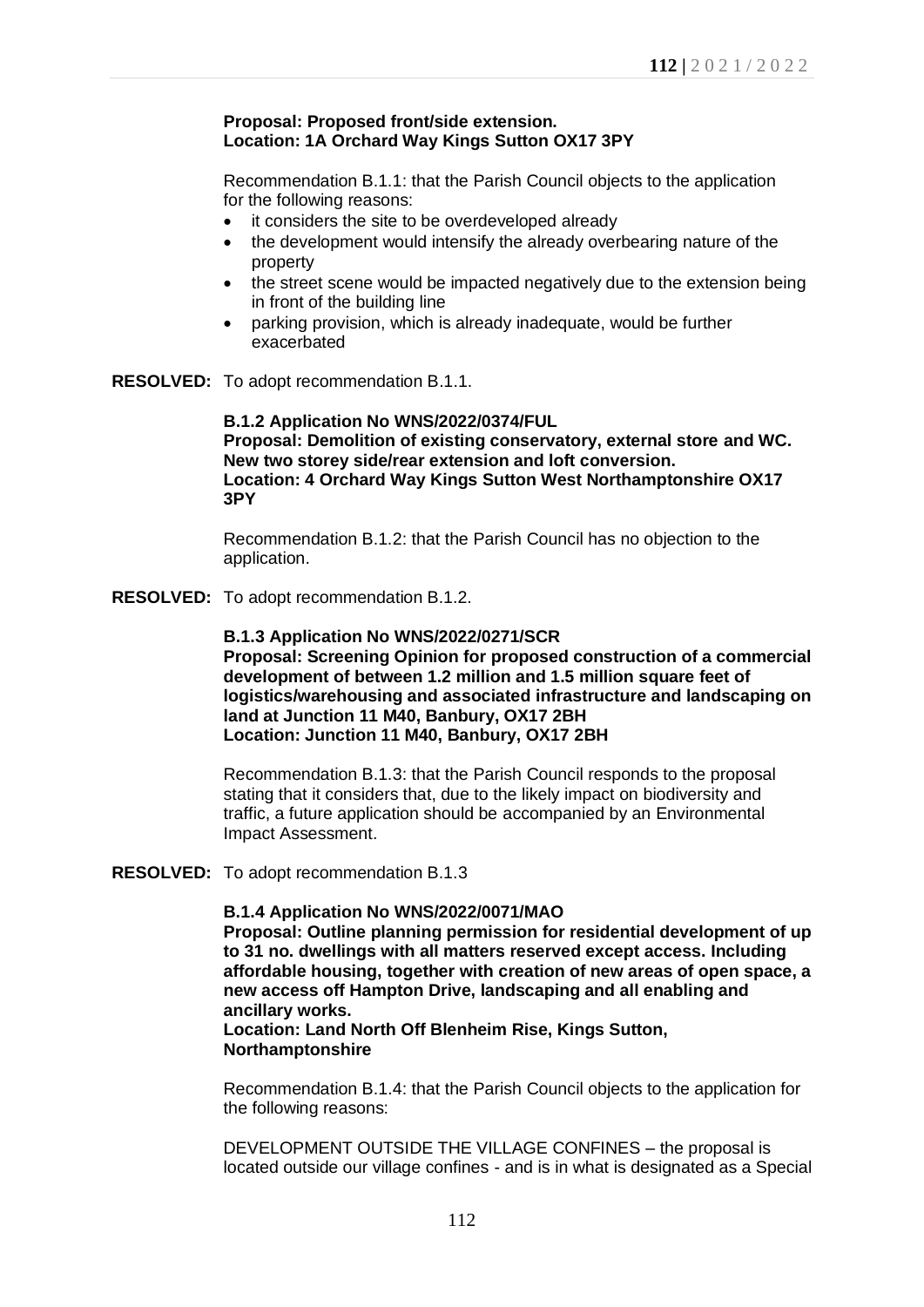**Proposal: Proposed front/side extension.**
**Location: 1A Orchard Way Kings Sutton OX17 3PY**

Recommendation B.1.1: that the Parish Council objects to the application for the following reasons:

- it considers the site to be overdeveloped already
- the development would intensify the already overbearing nature of the property
- the street scene would be impacted negatively due to the extension being in front of the building line
- parking provision, which is already inadequate, would be further exacerbated

**RESOLVED:** To adopt recommendation B.1.1.

**B.1.2 Application No WNS/2022/0374/FUL**
**Proposal: Demolition of existing conservatory, external store and WC. New two storey side/rear extension and loft conversion.**
**Location: 4 Orchard Way Kings Sutton West Northamptonshire OX17 3PY**

Recommendation B.1.2: that the Parish Council has no objection to the application.

**RESOLVED:** To adopt recommendation B.1.2.

**B.1.3 Application No WNS/2022/0271/SCR**
**Proposal: Screening Opinion for proposed construction of a commercial development of between 1.2 million and 1.5 million square feet of logistics/warehousing and associated infrastructure and landscaping on land at Junction 11 M40, Banbury, OX17 2BH**
**Location: Junction 11 M40, Banbury, OX17 2BH**

Recommendation B.1.3: that the Parish Council responds to the proposal stating that it considers that, due to the likely impact on biodiversity and traffic, a future application should be accompanied by an Environmental Impact Assessment.

**RESOLVED:** To adopt recommendation B.1.3

**B.1.4 Application No WNS/2022/0071/MAO**
**Proposal: Outline planning permission for residential development of up to 31 no. dwellings with all matters reserved except access. Including affordable housing, together with creation of new areas of open space, a new access off Hampton Drive, landscaping and all enabling and ancillary works.**
**Location: Land North Off Blenheim Rise, Kings Sutton, Northamptonshire**

Recommendation B.1.4: that the Parish Council objects to the application for the following reasons:

DEVELOPMENT OUTSIDE THE VILLAGE CONFINES – the proposal is located outside our village confines - and is in what is designated as a Special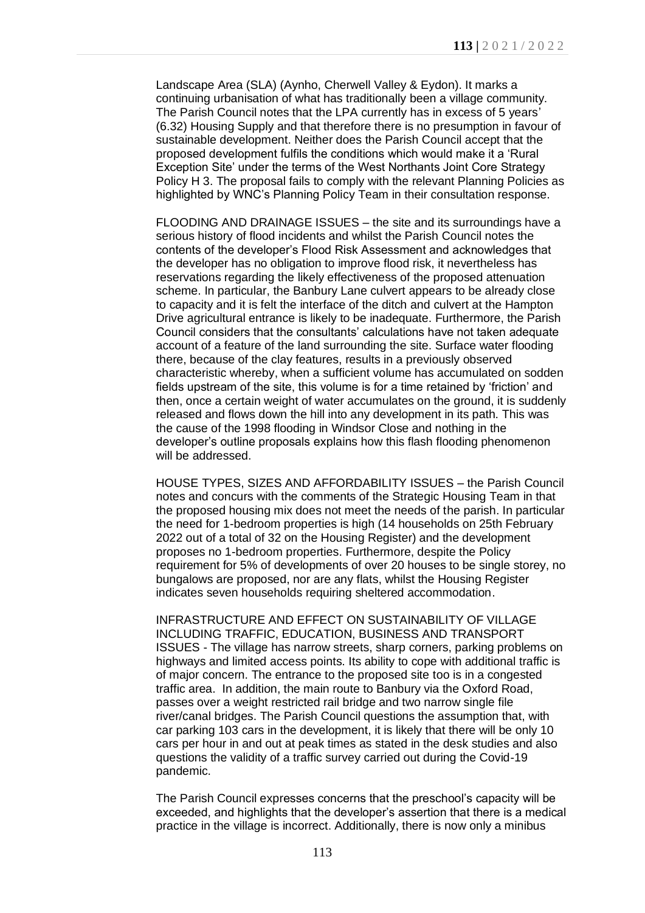Landscape Area (SLA) (Aynho, Cherwell Valley & Eydon). It marks a continuing urbanisation of what has traditionally been a village community. The Parish Council notes that the LPA currently has in excess of 5 years' (6.32) Housing Supply and that therefore there is no presumption in favour of sustainable development. Neither does the Parish Council accept that the proposed development fulfils the conditions which would make it a 'Rural Exception Site' under the terms of the West Northants Joint Core Strategy Policy H 3. The proposal fails to comply with the relevant Planning Policies as highlighted by WNC's Planning Policy Team in their consultation response.

FLOODING AND DRAINAGE ISSUES – the site and its surroundings have a serious history of flood incidents and whilst the Parish Council notes the contents of the developer's Flood Risk Assessment and acknowledges that the developer has no obligation to improve flood risk, it nevertheless has reservations regarding the likely effectiveness of the proposed attenuation scheme. In particular, the Banbury Lane culvert appears to be already close to capacity and it is felt the interface of the ditch and culvert at the Hampton Drive agricultural entrance is likely to be inadequate. Furthermore, the Parish Council considers that the consultants' calculations have not taken adequate account of a feature of the land surrounding the site. Surface water flooding there, because of the clay features, results in a previously observed characteristic whereby, when a sufficient volume has accumulated on sodden fields upstream of the site, this volume is for a time retained by 'friction' and then, once a certain weight of water accumulates on the ground, it is suddenly released and flows down the hill into any development in its path. This was the cause of the 1998 flooding in Windsor Close and nothing in the developer's outline proposals explains how this flash flooding phenomenon will be addressed.

HOUSE TYPES, SIZES AND AFFORDABILITY ISSUES – the Parish Council notes and concurs with the comments of the Strategic Housing Team in that the proposed housing mix does not meet the needs of the parish. In particular the need for 1-bedroom properties is high (14 households on 25th February 2022 out of a total of 32 on the Housing Register) and the development proposes no 1-bedroom properties. Furthermore, despite the Policy requirement for 5% of developments of over 20 houses to be single storey, no bungalows are proposed, nor are any flats, whilst the Housing Register indicates seven households requiring sheltered accommodation.

INFRASTRUCTURE AND EFFECT ON SUSTAINABILITY OF VILLAGE INCLUDING TRAFFIC, EDUCATION, BUSINESS AND TRANSPORT ISSUES - The village has narrow streets, sharp corners, parking problems on highways and limited access points. Its ability to cope with additional traffic is of major concern. The entrance to the proposed site too is in a congested traffic area. In addition, the main route to Banbury via the Oxford Road, passes over a weight restricted rail bridge and two narrow single file river/canal bridges. The Parish Council questions the assumption that, with car parking 103 cars in the development, it is likely that there will be only 10 cars per hour in and out at peak times as stated in the desk studies and also questions the validity of a traffic survey carried out during the Covid-19 pandemic.

The Parish Council expresses concerns that the preschool's capacity will be exceeded, and highlights that the developer's assertion that there is a medical practice in the village is incorrect. Additionally, there is now only a minibus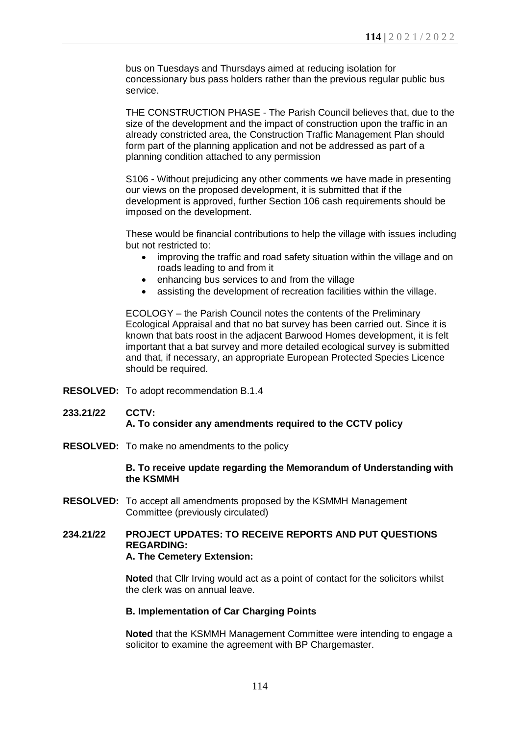bus on Tuesdays and Thursdays aimed at reducing isolation for concessionary bus pass holders rather than the previous regular public bus service.

THE CONSTRUCTION PHASE - The Parish Council believes that, due to the size of the development and the impact of construction upon the traffic in an already constricted area, the Construction Traffic Management Plan should form part of the planning application and not be addressed as part of a planning condition attached to any permission

S106 - Without prejudicing any other comments we have made in presenting our views on the proposed development, it is submitted that if the development is approved, further Section 106 cash requirements should be imposed on the development.

These would be financial contributions to help the village with issues including but not restricted to:

- improving the traffic and road safety situation within the village and on roads leading to and from it
- enhancing bus services to and from the village
- assisting the development of recreation facilities within the village.

ECOLOGY – the Parish Council notes the contents of the Preliminary Ecological Appraisal and that no bat survey has been carried out. Since it is known that bats roost in the adjacent Barwood Homes development, it is felt important that a bat survey and more detailed ecological survey is submitted and that, if necessary, an appropriate European Protected Species Licence should be required.

**RESOLVED:** To adopt recommendation B.1.4

**233.21/22 CCTV:**

**A. To consider any amendments required to the CCTV policy**

**RESOLVED:** To make no amendments to the policy

**B. To receive update regarding the Memorandum of Understanding with the KSMMH**

**RESOLVED:** To accept all amendments proposed by the KSMMH Management Committee (previously circulated)

**234.21/22 PROJECT UPDATES: TO RECEIVE REPORTS AND PUT QUESTIONS REGARDING:**

**A. The Cemetery Extension:**

**Noted** that Cllr Irving would act as a point of contact for the solicitors whilst the clerk was on annual leave.

**B. Implementation of Car Charging Points**

**Noted** that the KSMMH Management Committee were intending to engage a solicitor to examine the agreement with BP Chargemaster.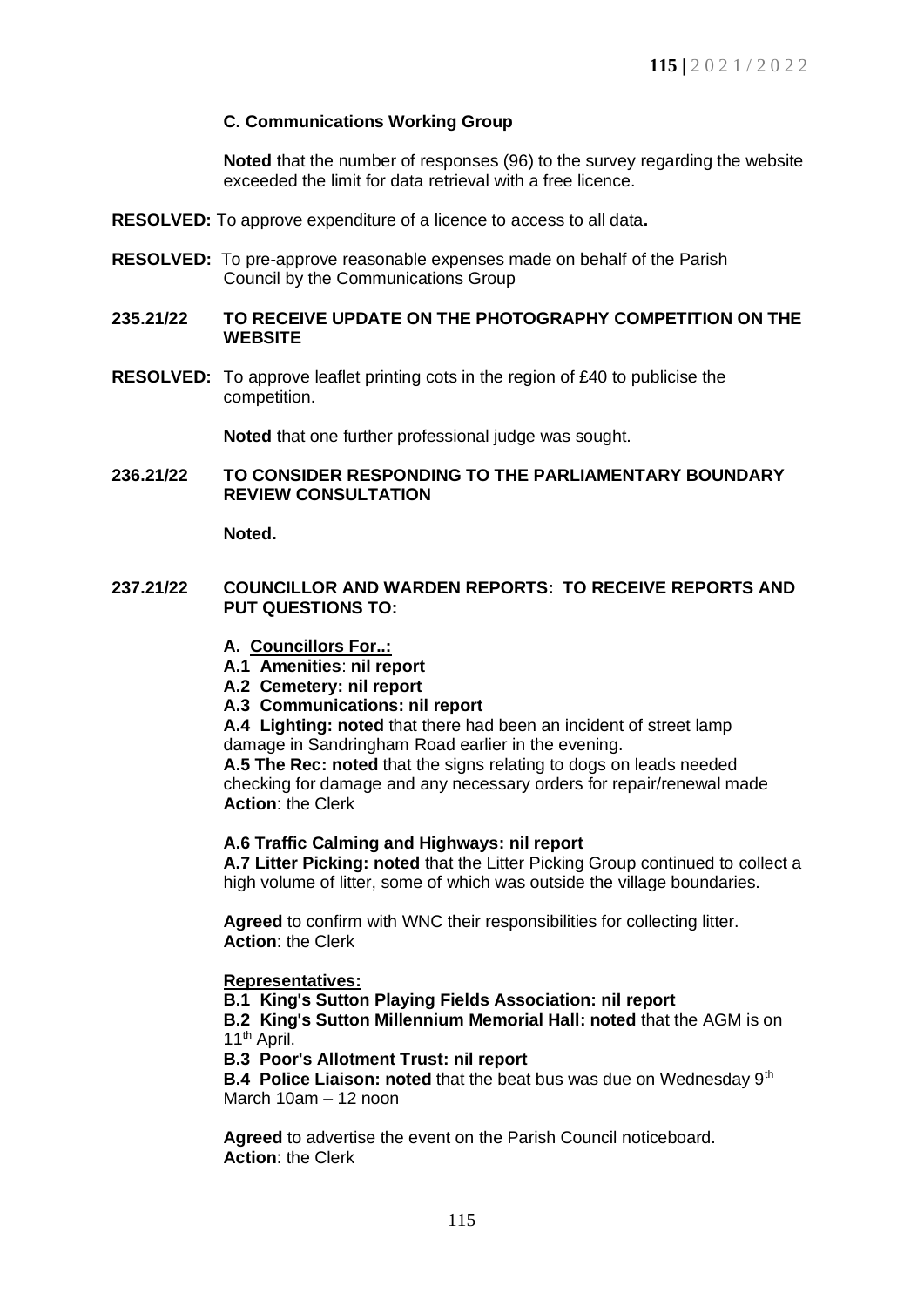**C. Communications Working Group**

**Noted** that the number of responses (96) to the survey regarding the website exceeded the limit for data retrieval with a free licence.

**RESOLVED:** To approve expenditure of a licence to access to all data**.**

**RESOLVED:** To pre-approve reasonable expenses made on behalf of the Parish Council by the Communications Group

**235.21/22 TO RECEIVE UPDATE ON THE PHOTOGRAPHY COMPETITION ON THE WEBSITE**

**RESOLVED:** To approve leaflet printing cots in the region of £40 to publicise the competition.

**Noted** that one further professional judge was sought.

**236.21/22 TO CONSIDER RESPONDING TO THE PARLIAMENTARY BOUNDARY REVIEW CONSULTATION**

**Noted.**

**237.21/22 COUNCILLOR AND WARDEN REPORTS: TO RECEIVE REPORTS AND PUT QUESTIONS TO:**

**A. Councillors For..:**

**A.1 Amenities**: **nil report**

**A.2 Cemetery: nil report**

**A.3 Communications: nil report**

**A.4 Lighting: noted** that there had been an incident of street lamp damage in Sandringham Road earlier in the evening.

**A.5 The Rec: noted** that the signs relating to dogs on leads needed checking for damage and any necessary orders for repair/renewal made

**Action**: the Clerk

**A.6 Traffic Calming and Highways: nil report**

**A.7 Litter Picking: noted** that the Litter Picking Group continued to collect a high volume of litter, some of which was outside the village boundaries.

**Agreed** to confirm with WNC their responsibilities for collecting litter.

**Action**: the Clerk

**Representatives:**

**B.1 King's Sutton Playing Fields Association: nil report**

**B.2 King's Sutton Millennium Memorial Hall: noted** that the AGM is on 11th April.

**B.3 Poor's Allotment Trust: nil report**

**B.4 Police Liaison: noted** that the beat bus was due on Wednesday 9th March 10am – 12 noon

**Agreed** to advertise the event on the Parish Council noticeboard.

**Action**: the Clerk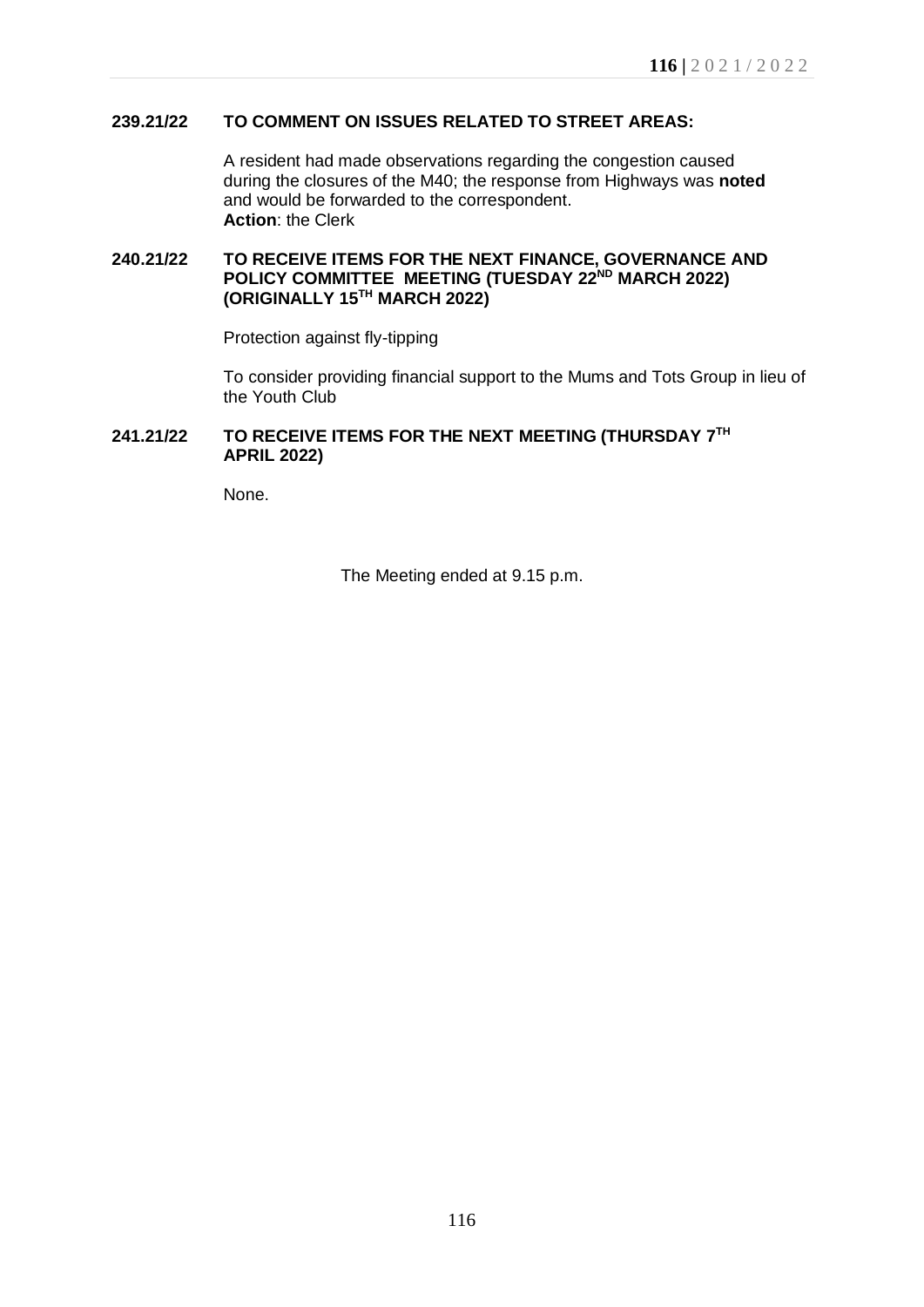**239.21/22 TO COMMENT ON ISSUES RELATED TO STREET AREAS:**

A resident had made observations regarding the congestion caused during the closures of the M40; the response from Highways was **noted** and would be forwarded to the correspondent.
**Action**: the Clerk

**240.21/22 TO RECEIVE ITEMS FOR THE NEXT FINANCE, GOVERNANCE AND POLICY COMMITTEE MEETING (TUESDAY 22ND MARCH 2022) (ORIGINALLY 15TH MARCH 2022)**

Protection against fly-tipping

To consider providing financial support to the Mums and Tots Group in lieu of the Youth Club

**241.21/22 TO RECEIVE ITEMS FOR THE NEXT MEETING (THURSDAY 7TH APRIL 2022)**

None.

The Meeting ended at 9.15 p.m.